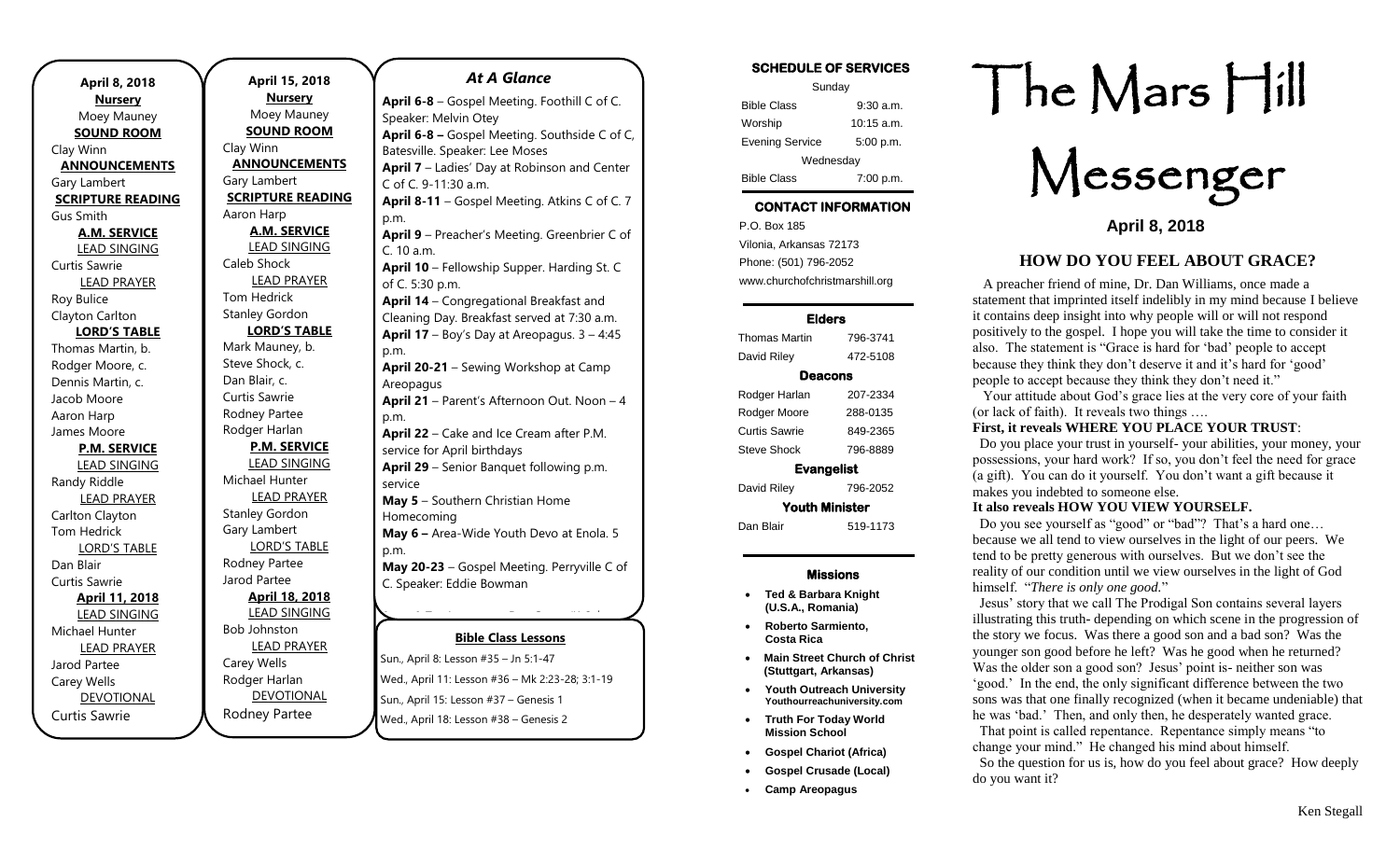**April 8, 2018**

**Nursery**
Moey Mauney

**SOUND ROOM**
Clay Winn

**ANNOUNCEMENTS**
Gary Lambert

**SCRIPTURE READING**
Gus Smith

**A.M. SERVICE**

LEAD SINGING
Curtis Sawrie

LEAD PRAYER
Roy Bulice
Clayton Carlton

**LORD'S TABLE**
Thomas Martin, b.
Rodger Moore, c.
Dennis Martin, c.
Jacob Moore
Aaron Harp
James Moore

**P.M. SERVICE**

LEAD SINGING
Randy Riddle

LEAD PRAYER
Carlton Clayton
Tom Hedrick

LORD'S TABLE
Dan Blair
Curtis Sawrie

**April 11, 2018**

LEAD SINGING
Michael Hunter

LEAD PRAYER
Jarod Partee
Carey Wells

DEVOTIONAL
Curtis Sawrie

**April 15, 2018**

**Nursery**
Moey Mauney

**SOUND ROOM**
Clay Winn

**ANNOUNCEMENTS**
Gary Lambert

**SCRIPTURE READING**
Aaron Harp

**A.M. SERVICE**

LEAD SINGING
Caleb Shock

LEAD PRAYER
Tom Hedrick
Stanley Gordon

**LORD'S TABLE**
Mark Mauney, b.
Steve Shock, c.
Dan Blair, c.
Curtis Sawrie
Rodney Partee
Rodger Harlan

**P.M. SERVICE**

LEAD SINGING
Michael Hunter

LEAD PRAYER
Stanley Gordon
Gary Lambert

LORD'S TABLE
Rodney Partee
Jarod Partee

**April 18, 2018**

LEAD SINGING
Bob Johnston

LEAD PRAYER
Carey Wells
Rodger Harlan

DEVOTIONAL
Rodney Partee

## *At A Glance*

**April 6-8** – Gospel Meeting. Foothill C of C. Speaker: Melvin Otey
**April 6-8 –** Gospel Meeting. Southside C of C, Batesville. Speaker: Lee Moses
**April 7** – Ladies' Day at Robinson and Center C of C. 9-11:30 a.m.
**April 8-11** – Gospel Meeting. Atkins C of C. 7 p.m.
**April 9** – Preacher's Meeting. Greenbrier C of C. 10 a.m.
**April 10** – Fellowship Supper. Harding St. C of C. 5:30 p.m.
**April 14** – Congregational Breakfast and Cleaning Day. Breakfast served at 7:30 a.m.
**April 17** – Boy's Day at Areopagus. 3 – 4:45 p.m.
**April 20-21** – Sewing Workshop at Camp Areopagus
**April 21** – Parent's Afternoon Out. Noon – 4 p.m.
**April 22** – Cake and Ice Cream after P.M. service for April birthdays
**April 29** – Senior Banquet following p.m. service
**May 5** – Southern Christian Home Homecoming
**May 6 –** Area-Wide Youth Devo at Enola. 5 p.m.
**May 20-23** – Gospel Meeting. Perryville C of C. Speaker: Eddie Bowman

**Bible Class Lessons**

Sun., April 8: Lesson #35 – Jn 5:1-47
Wed., April 11: Lesson #36 – Mk 2:23-28; 3:1-19
Sun., April 15: Lesson #37 – Genesis 1
Wed., April 18: Lesson #38 – Genesis 2

**SCHEDULE OF SERVICES**

| Sunday | |
|---|---|
| Bible Class | 9:30 a.m. |
| Worship | 10:15 a.m. |
| Evening Service | 5:00 p.m. |
| Wednesday | |
| Bible Class | 7:00 p.m. |

**CONTACT INFORMATION**

P.O. Box 185
Vilonia, Arkansas 72173
Phone: (501) 796-2052
www.churchofchristmarshill.org

**Elders**

| | |
|---|---|
| Thomas Martin | 796-3741 |
| David Riley | 472-5108 |

**Deacons**

| | |
|---|---|
| Rodger Harlan | 207-2334 |
| Rodger Moore | 288-0135 |
| Curtis Sawrie | 849-2365 |
| Steve Shock | 796-8889 |

**Evangelist**

| | |
|---|---|
| David Riley | 796-2052 |

**Youth Minister**

| | |
|---|---|
| Dan Blair | 519-1173 |

**Missions**

- **Ted & Barbara Knight (U.S.A., Romania)**
- **Roberto Sarmiento, Costa Rica**
- **Main Street Church of Christ (Stuttgart, Arkansas)**
- **Youth Outreach University** Youthourreachuniversity.com
- **Truth For Today World Mission School**
- **Gospel Chariot (Africa)**
- **Gospel Crusade (Local)**
- **Camp Areopagus**

# The Mars Hill Messenger

**April 8, 2018**

## HOW DO YOU FEEL ABOUT GRACE?

A preacher friend of mine, Dr. Dan Williams, once made a statement that imprinted itself indelibly in my mind because I believe it contains deep insight into why people will or will not respond positively to the gospel. I hope you will take the time to consider it also. The statement is "Grace is hard for 'bad' people to accept because they think they don't deserve it and it's hard for 'good' people to accept because they think they don't need it."

Your attitude about God's grace lies at the very core of your faith (or lack of faith). It reveals two things ….

**First, it reveals WHERE YOU PLACE YOUR TRUST**:

Do you place your trust in yourself- your abilities, your money, your possessions, your hard work? If so, you don't feel the need for grace (a gift). You can do it yourself. You don't want a gift because it makes you indebted to someone else.

**It also reveals HOW YOU VIEW YOURSELF.**

Do you see yourself as "good" or "bad"? That's a hard one… because we all tend to view ourselves in the light of our peers. We tend to be pretty generous with ourselves. But we don't see the reality of our condition until we view ourselves in the light of God himself. "*There is only one good.*"

Jesus' story that we call The Prodigal Son contains several layers illustrating this truth- depending on which scene in the progression of the story we focus. Was there a good son and a bad son? Was the younger son good before he left? Was he good when he returned? Was the older son a good son? Jesus' point is- neither son was 'good.' In the end, the only significant difference between the two sons was that one finally recognized (when it became undeniable) that he was 'bad.' Then, and only then, he desperately wanted grace.

That point is called repentance. Repentance simply means "to change your mind." He changed his mind about himself.

So the question for us is, how do you feel about grace? How deeply do you want it?

Ken Stegall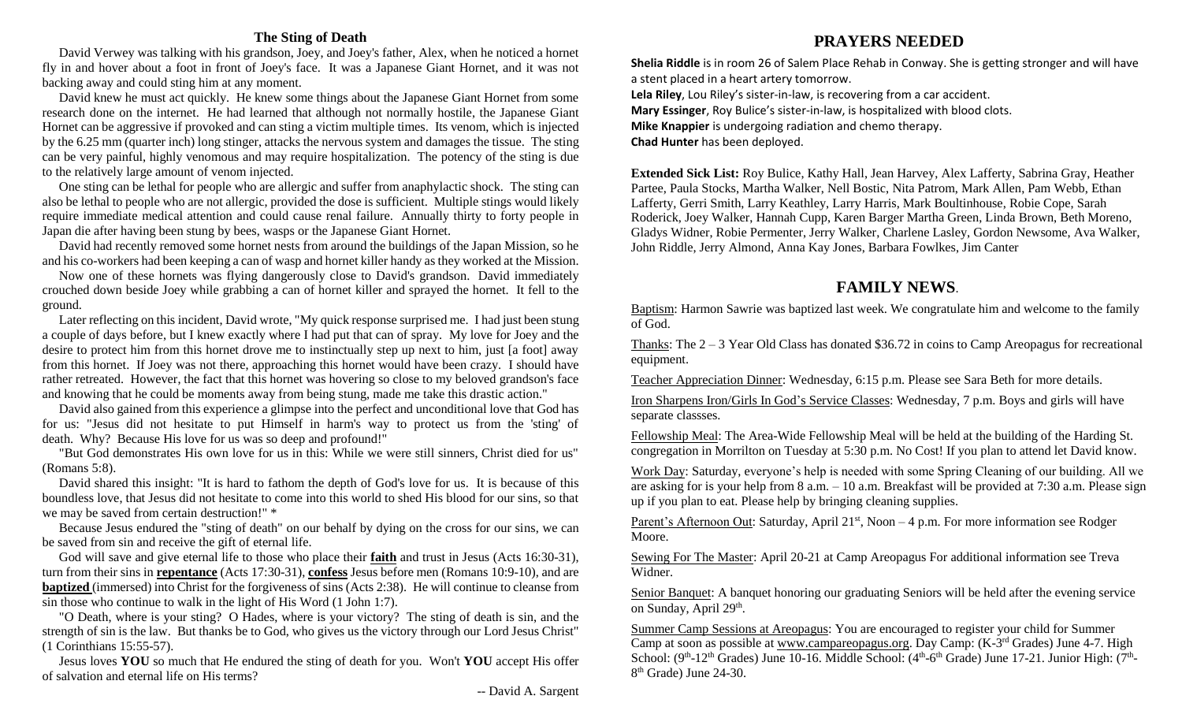## The Sting of Death

David Verwey was talking with his grandson, Joey, and Joey's father, Alex, when he noticed a hornet fly in and hover about a foot in front of Joey's face. It was a Japanese Giant Hornet, and it was not backing away and could sting him at any moment.

David knew he must act quickly. He knew some things about the Japanese Giant Hornet from some research done on the internet. He had learned that although not normally hostile, the Japanese Giant Hornet can be aggressive if provoked and can sting a victim multiple times. Its venom, which is injected by the 6.25 mm (quarter inch) long stinger, attacks the nervous system and damages the tissue. The sting can be very painful, highly venomous and may require hospitalization. The potency of the sting is due to the relatively large amount of venom injected.

One sting can be lethal for people who are allergic and suffer from anaphylactic shock. The sting can also be lethal to people who are not allergic, provided the dose is sufficient. Multiple stings would likely require immediate medical attention and could cause renal failure. Annually thirty to forty people in Japan die after having been stung by bees, wasps or the Japanese Giant Hornet.

David had recently removed some hornet nests from around the buildings of the Japan Mission, so he and his co-workers had been keeping a can of wasp and hornet killer handy as they worked at the Mission.

Now one of these hornets was flying dangerously close to David's grandson. David immediately crouched down beside Joey while grabbing a can of hornet killer and sprayed the hornet. It fell to the ground.

Later reflecting on this incident, David wrote, "My quick response surprised me. I had just been stung a couple of days before, but I knew exactly where I had put that can of spray. My love for Joey and the desire to protect him from this hornet drove me to instinctually step up next to him, just [a foot] away from this hornet. If Joey was not there, approaching this hornet would have been crazy. I should have rather retreated. However, the fact that this hornet was hovering so close to my beloved grandson's face and knowing that he could be moments away from being stung, made me take this drastic action."

David also gained from this experience a glimpse into the perfect and unconditional love that God has for us: "Jesus did not hesitate to put Himself in harm's way to protect us from the 'sting' of death. Why? Because His love for us was so deep and profound!"

"But God demonstrates His own love for us in this: While we were still sinners, Christ died for us" (Romans 5:8).

David shared this insight: "It is hard to fathom the depth of God's love for us. It is because of this boundless love, that Jesus did not hesitate to come into this world to shed His blood for our sins, so that we may be saved from certain destruction!" *

Because Jesus endured the "sting of death" on our behalf by dying on the cross for our sins, we can be saved from sin and receive the gift of eternal life.

God will save and give eternal life to those who place their **faith** and trust in Jesus (Acts 16:30-31), turn from their sins in **repentance** (Acts 17:30-31), **confess** Jesus before men (Romans 10:9-10), and are **baptized** (immersed) into Christ for the forgiveness of sins (Acts 2:38). He will continue to cleanse from sin those who continue to walk in the light of His Word (1 John 1:7).

"O Death, where is your sting? O Hades, where is your victory? The sting of death is sin, and the strength of sin is the law. But thanks be to God, who gives us the victory through our Lord Jesus Christ" (1 Corinthians 15:55-57).

Jesus loves **YOU** so much that He endured the sting of death for you. Won't **YOU** accept His offer of salvation and eternal life on His terms?

-- David A. Sargent

## PRAYERS NEEDED

**Shelia Riddle** is in room 26 of Salem Place Rehab in Conway. She is getting stronger and will have a stent placed in a heart artery tomorrow.
**Lela Riley**, Lou Riley's sister-in-law, is recovering from a car accident.
**Mary Essinger**, Roy Bulice's sister-in-law, is hospitalized with blood clots.
**Mike Knappier** is undergoing radiation and chemo therapy.
**Chad Hunter** has been deployed.

**Extended Sick List:** Roy Bulice, Kathy Hall, Jean Harvey, Alex Lafferty, Sabrina Gray, Heather Partee, Paula Stocks, Martha Walker, Nell Bostic, Nita Patrom, Mark Allen, Pam Webb, Ethan Lafferty, Gerri Smith, Larry Keathley, Larry Harris, Mark Boultinhouse, Robie Cope, Sarah Roderick, Joey Walker, Hannah Cupp, Karen Barger Martha Green, Linda Brown, Beth Moreno, Gladys Widner, Robie Permenter, Jerry Walker, Charlene Lasley, Gordon Newsome, Ava Walker, John Riddle, Jerry Almond, Anna Kay Jones, Barbara Fowlkes, Jim Canter

## FAMILY NEWS.

Baptism: Harmon Sawrie was baptized last week. We congratulate him and welcome to the family of God.

Thanks: The 2 – 3 Year Old Class has donated $36.72 in coins to Camp Areopagus for recreational equipment.

Teacher Appreciation Dinner: Wednesday, 6:15 p.m. Please see Sara Beth for more details.

Iron Sharpens Iron/Girls In God's Service Classes: Wednesday, 7 p.m. Boys and girls will have separate classses.

Fellowship Meal: The Area-Wide Fellowship Meal will be held at the building of the Harding St. congregation in Morrilton on Tuesday at 5:30 p.m. No Cost! If you plan to attend let David know.

Work Day: Saturday, everyone's help is needed with some Spring Cleaning of our building. All we are asking for is your help from 8 a.m. – 10 a.m. Breakfast will be provided at 7:30 a.m. Please sign up if you plan to eat. Please help by bringing cleaning supplies.

Parent's Afternoon Out: Saturday, April 21st, Noon – 4 p.m. For more information see Rodger Moore.

Sewing For The Master: April 20-21 at Camp Areopagus For additional information see Treva Widner.

Senior Banquet: A banquet honoring our graduating Seniors will be held after the evening service on Sunday, April 29th.

Summer Camp Sessions at Areopagus: You are encouraged to register your child for Summer Camp at soon as possible at www.campareopagus.org. Day Camp: (K-3rd Grades) June 4-7. High School: (9th-12th Grades) June 10-16. Middle School: (4th-6th Grade) June 17-21. Junior High: (7th-8th Grade) June 24-30.